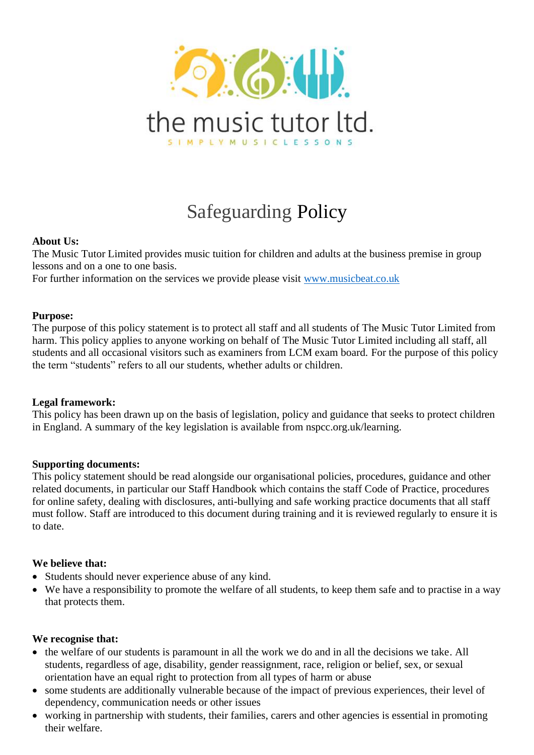the music tutor ltd.

SIMPLYMUSICLESSONS

# Safeguarding Policy

**About Us:**
The Music Tutor Limited provides music tuition for children and adults at the business premise in group lessons and on a one to one basis.
For further information on the services we provide please visit [www.musicbeat.co.uk](http://www.musicbeat.co.uk)

**Purpose:**
The purpose of this policy statement is to protect all staff and all students of The Music Tutor Limited from harm. This policy applies to anyone working on behalf of The Music Tutor Limited including all staff, all students and all occasional visitors such as examiners from LCM exam board. For the purpose of this policy the term "students" refers to all our students, whether adults or children.

**Legal framework:**
This policy has been drawn up on the basis of legislation, policy and guidance that seeks to protect children in England. A summary of the key legislation is available from nspcc.org.uk/learning.

**Supporting documents:**
This policy statement should be read alongside our organisational policies, procedures, guidance and other related documents, in particular our Staff Handbook which contains the staff Code of Practice, procedures for online safety, dealing with disclosures, anti-bullying and safe working practice documents that all staff must follow. Staff are introduced to this document during training and it is reviewed regularly to ensure it is to date.

**We believe that:**

- Students should never experience abuse of any kind.
- We have a responsibility to promote the welfare of all students, to keep them safe and to practise in a way that protects them.

**We recognise that:**

- the welfare of our students is paramount in all the work we do and in all the decisions we take. All students, regardless of age, disability, gender reassignment, race, religion or belief, sex, or sexual orientation have an equal right to protection from all types of harm or abuse
- some students are additionally vulnerable because of the impact of previous experiences, their level of dependency, communication needs or other issues
- working in partnership with students, their families, carers and other agencies is essential in promoting their welfare.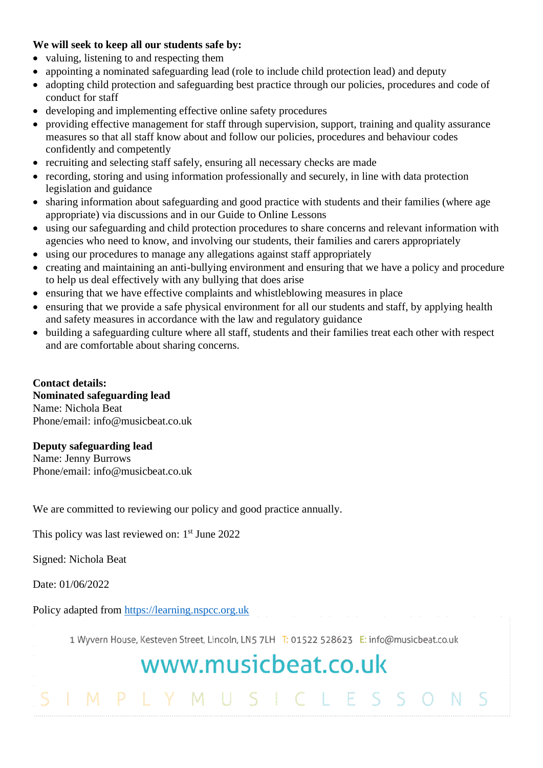**We will seek to keep all our students safe by:**

- valuing, listening to and respecting them
- appointing a nominated safeguarding lead (role to include child protection lead) and deputy
- adopting child protection and safeguarding best practice through our policies, procedures and code of conduct for staff
- developing and implementing effective online safety procedures
- providing effective management for staff through supervision, support, training and quality assurance measures so that all staff know about and follow our policies, procedures and behaviour codes confidently and competently
- recruiting and selecting staff safely, ensuring all necessary checks are made
- recording, storing and using information professionally and securely, in line with data protection legislation and guidance
- sharing information about safeguarding and good practice with students and their families (where age appropriate) via discussions and in our Guide to Online Lessons
- using our safeguarding and child protection procedures to share concerns and relevant information with agencies who need to know, and involving our students, their families and carers appropriately
- using our procedures to manage any allegations against staff appropriately
- creating and maintaining an anti-bullying environment and ensuring that we have a policy and procedure to help us deal effectively with any bullying that does arise
- ensuring that we have effective complaints and whistleblowing measures in place
- ensuring that we provide a safe physical environment for all our students and staff, by applying health and safety measures in accordance with the law and regulatory guidance
- building a safeguarding culture where all staff, students and their families treat each other with respect and are comfortable about sharing concerns.

**Contact details:**
**Nominated safeguarding lead**
Name: Nichola Beat
Phone/email: info@musicbeat.co.uk

**Deputy safeguarding lead**
Name: Jenny Burrows
Phone/email: info@musicbeat.co.uk

We are committed to reviewing our policy and good practice annually.

This policy was last reviewed on: 1st June 2022

Signed: Nichola Beat

Date: 01/06/2022

Policy adapted from https://learning.nspcc.org.uk

1 Wyvern House, Kesteven Street, Lincoln, LN5 7LH T: 01522 528623 E: info@musicbeat.co.uk

www.musicbeat.co.uk

SIMPLY MUSIC LESSONS